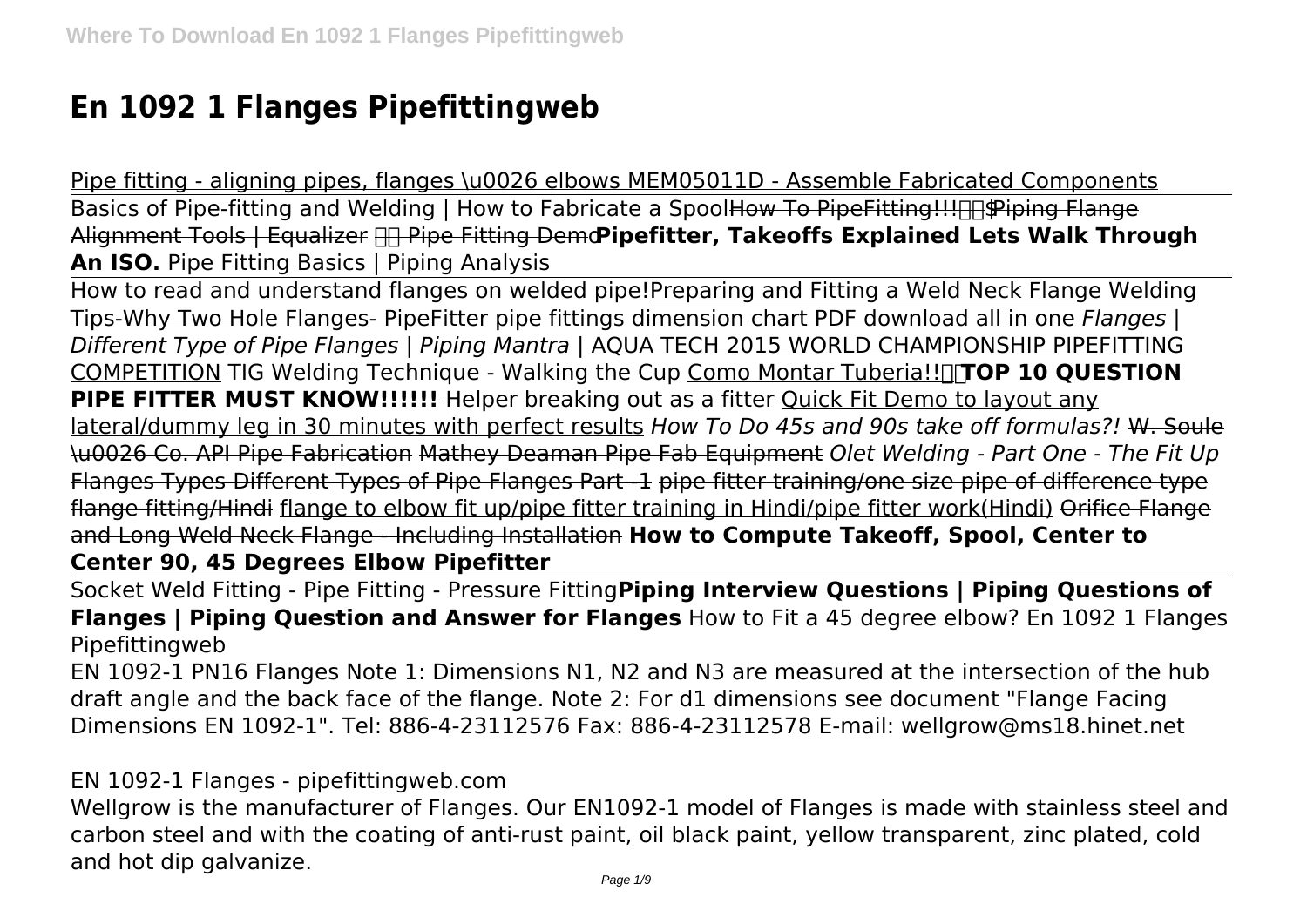# En 1092 1 Flanges Pipefittingweb

Pipe fitting - aligning pipes, flanges \u0026 elbows MEM05011D - Assemble Fabricated Components

Basics of Pipe-fitting and Welding | How to Fabricate a Spool~~How To PipeFitting!!!$~~ ~~Piping Flange Alignment Tools | Equalizer  Pipe Fitting Demo~~ **Pipefitter, Takeoffs Explained Lets Walk Through An ISO.** Pipe Fitting Basics | Piping Analysis

How to read and understand flanges on welded pipe! Preparing and Fitting a Weld Neck Flange Welding Tips-Why Two Hole Flanges- PipeFitter pipe fittings dimension chart PDF download all in one *Flanges | Different Type of Pipe Flanges | Piping Mantra |* AQUA TECH 2015 WORLD CHAMPIONSHIP PIPEFITTING COMPETITION ~~TIG Welding Technique - Walking the Cup~~ Como Montar Tuberia!! **TOP 10 QUESTION PIPE FITTER MUST KNOW!!!!!!** ~~Helper breaking out as a fitter~~ Quick Fit Demo to layout any lateral/dummy leg in 30 minutes with perfect results *How To Do 45s and 90s take off formulas?!* ~~W. Soule \u0026 Co. API Pipe Fabrication~~ ~~Mathey Deaman Pipe Fab Equipment~~ *Olet Welding - Part One - The Fit Up* ~~Flanges Types Different Types of Pipe Flanges Part -1~~ ~~pipe fitter training/one size pipe of difference type flange fitting/Hindi~~ flange to elbow fit up/pipe fitter training in Hindi/pipe fitter work(Hindi) ~~Orifice Flange and Long Weld Neck Flange - Including Installation~~ **How to Compute Takeoff, Spool, Center to Center 90, 45 Degrees Elbow Pipefitter**

Socket Weld Fitting - Pipe Fitting - Pressure Fitting **Piping Interview Questions | Piping Questions of Flanges | Piping Question and Answer for Flanges** How to Fit a 45 degree elbow? En 1092 1 Flanges Pipefittingweb

EN 1092-1 PN16 Flanges Note 1: Dimensions N1, N2 and N3 are measured at the intersection of the hub draft angle and the back face of the flange. Note 2: For d1 dimensions see document "Flange Facing Dimensions EN 1092-1". Tel: 886-4-23112576 Fax: 886-4-23112578 E-mail: wellgrow@ms18.hinet.net

EN 1092-1 Flanges - pipefittingweb.com

Wellgrow is the manufacturer of Flanges. Our EN1092-1 model of Flanges is made with stainless steel and carbon steel and with the coating of anti-rust paint, oil black paint, yellow transparent, zinc plated, cold and hot dip galvanize.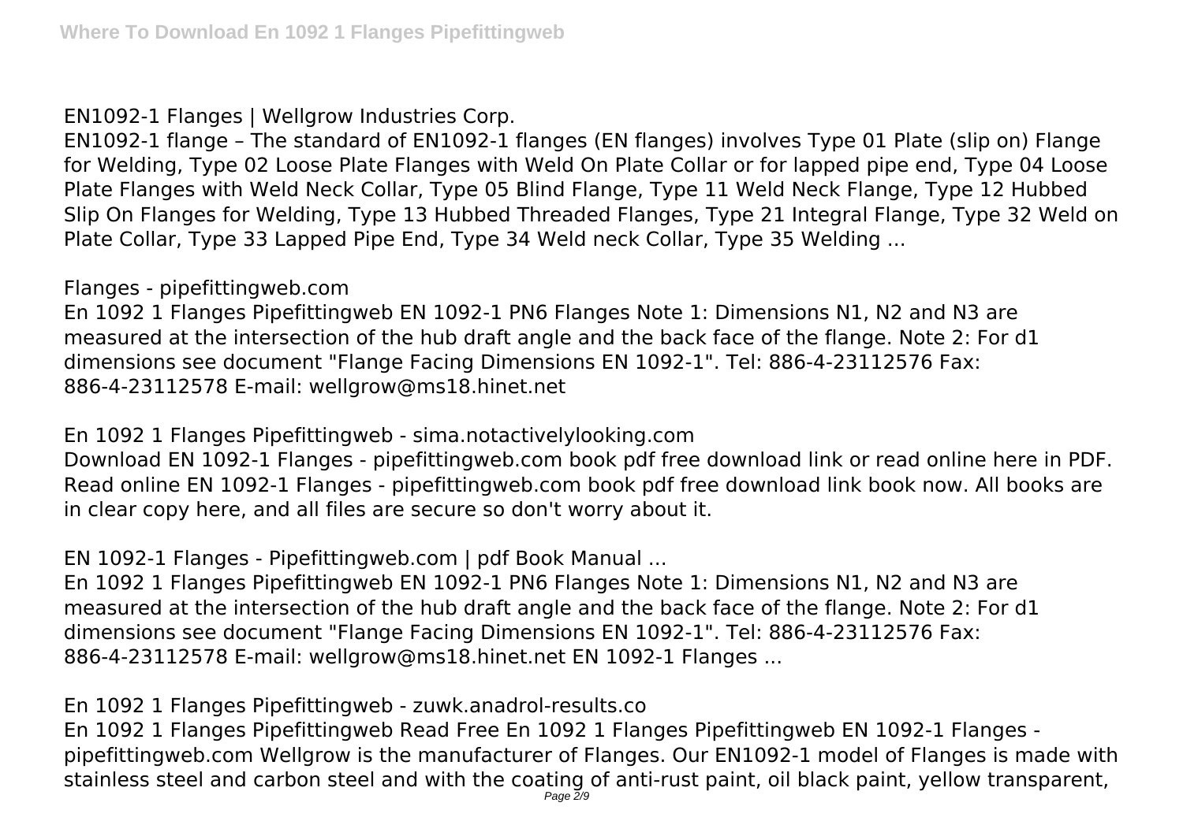EN1092-1 Flanges | Wellgrow Industries Corp.

EN1092-1 flange – The standard of EN1092-1 flanges (EN flanges) involves Type 01 Plate (slip on) Flange for Welding, Type 02 Loose Plate Flanges with Weld On Plate Collar or for lapped pipe end, Type 04 Loose Plate Flanges with Weld Neck Collar, Type 05 Blind Flange, Type 11 Weld Neck Flange, Type 12 Hubbed Slip On Flanges for Welding, Type 13 Hubbed Threaded Flanges, Type 21 Integral Flange, Type 32 Weld on Plate Collar, Type 33 Lapped Pipe End, Type 34 Weld neck Collar, Type 35 Welding ...

Flanges - pipefittingweb.com

En 1092 1 Flanges Pipefittingweb EN 1092-1 PN6 Flanges Note 1: Dimensions N1, N2 and N3 are measured at the intersection of the hub draft angle and the back face of the flange. Note 2: For d1 dimensions see document "Flange Facing Dimensions EN 1092-1". Tel: 886-4-23112576 Fax: 886-4-23112578 E-mail: wellgrow@ms18.hinet.net

En 1092 1 Flanges Pipefittingweb - sima.notactivelylooking.com

Download EN 1092-1 Flanges - pipefittingweb.com book pdf free download link or read online here in PDF. Read online EN 1092-1 Flanges - pipefittingweb.com book pdf free download link book now. All books are in clear copy here, and all files are secure so don't worry about it.

EN 1092-1 Flanges - Pipefittingweb.com | pdf Book Manual ...

En 1092 1 Flanges Pipefittingweb EN 1092-1 PN6 Flanges Note 1: Dimensions N1, N2 and N3 are measured at the intersection of the hub draft angle and the back face of the flange. Note 2: For d1 dimensions see document "Flange Facing Dimensions EN 1092-1". Tel: 886-4-23112576 Fax: 886-4-23112578 E-mail: wellgrow@ms18.hinet.net EN 1092-1 Flanges ...

En 1092 1 Flanges Pipefittingweb - zuwk.anadrol-results.co

En 1092 1 Flanges Pipefittingweb Read Free En 1092 1 Flanges Pipefittingweb EN 1092-1 Flanges - pipefittingweb.com Wellgrow is the manufacturer of Flanges. Our EN1092-1 model of Flanges is made with stainless steel and carbon steel and with the coating of anti-rust paint, oil black paint, yellow transparent,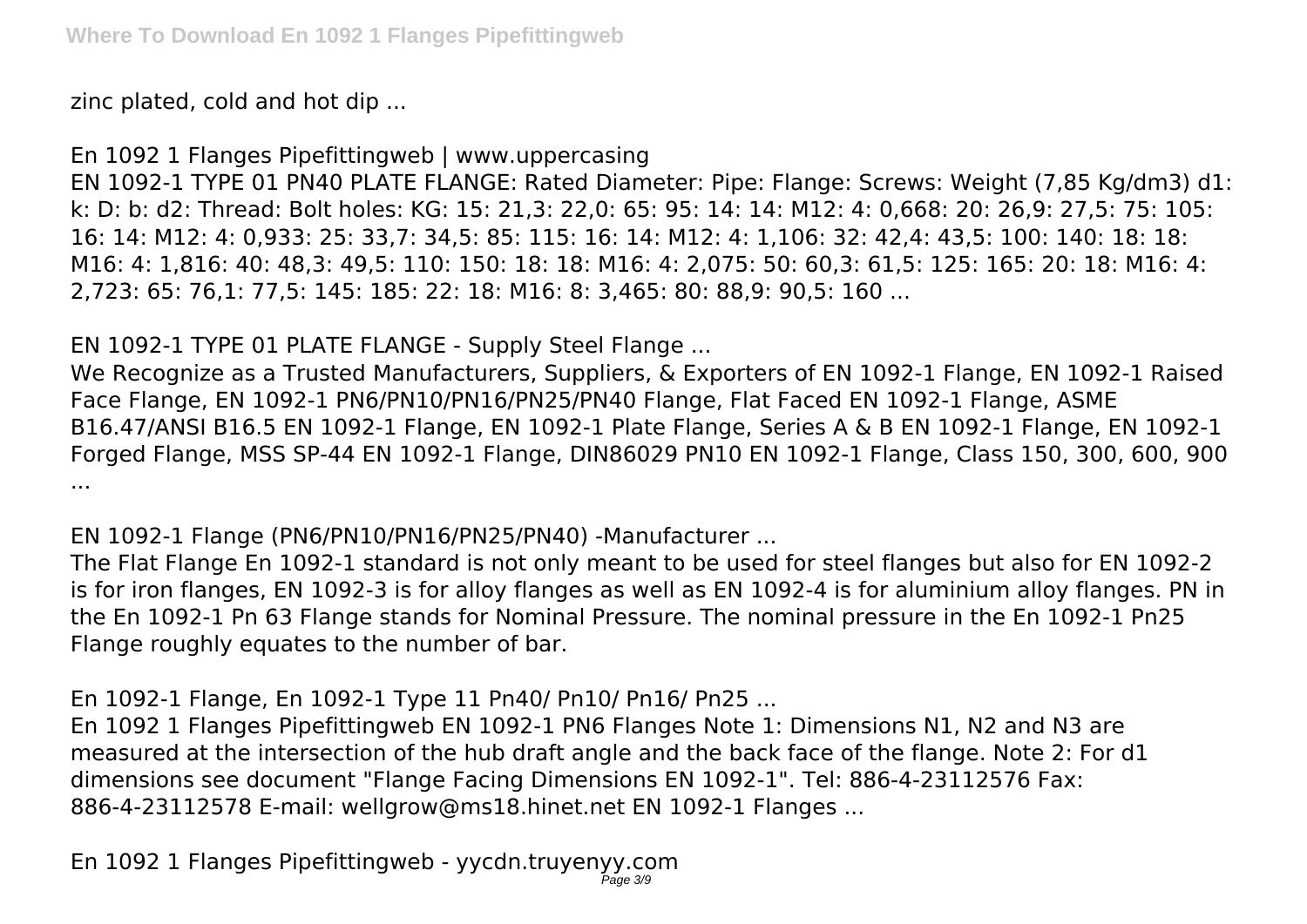zinc plated, cold and hot dip ...

En 1092 1 Flanges Pipefittingweb | www.uppercasing

EN 1092-1 TYPE 01 PN40 PLATE FLANGE: Rated Diameter: Pipe: Flange: Screws: Weight (7,85 Kg/dm3) d1: k: D: b: d2: Thread: Bolt holes: KG: 15: 21,3: 22,0: 65: 95: 14: 14: M12: 4: 0,668: 20: 26,9: 27,5: 75: 105: 16: 14: M12: 4: 0,933: 25: 33,7: 34,5: 85: 115: 16: 14: M12: 4: 1,106: 32: 42,4: 43,5: 100: 140: 18: 18: M16: 4: 1,816: 40: 48,3: 49,5: 110: 150: 18: 18: M16: 4: 2,075: 50: 60,3: 61,5: 125: 165: 20: 18: M16: 4: 2,723: 65: 76,1: 77,5: 145: 185: 22: 18: M16: 8: 3,465: 80: 88,9: 90,5: 160 ...

EN 1092-1 TYPE 01 PLATE FLANGE - Supply Steel Flange ...

We Recognize as a Trusted Manufacturers, Suppliers, & Exporters of EN 1092-1 Flange, EN 1092-1 Raised Face Flange, EN 1092-1 PN6/PN10/PN16/PN25/PN40 Flange, Flat Faced EN 1092-1 Flange, ASME B16.47/ANSI B16.5 EN 1092-1 Flange, EN 1092-1 Plate Flange, Series A & B EN 1092-1 Flange, EN 1092-1 Forged Flange, MSS SP-44 EN 1092-1 Flange, DIN86029 PN10 EN 1092-1 Flange, Class 150, 300, 600, 900 ...

EN 1092-1 Flange (PN6/PN10/PN16/PN25/PN40) -Manufacturer ...

The Flat Flange En 1092-1 standard is not only meant to be used for steel flanges but also for EN 1092-2 is for iron flanges, EN 1092-3 is for alloy flanges as well as EN 1092-4 is for aluminium alloy flanges. PN in the En 1092-1 Pn 63 Flange stands for Nominal Pressure. The nominal pressure in the En 1092-1 Pn25 Flange roughly equates to the number of bar.

En 1092-1 Flange, En 1092-1 Type 11 Pn40/ Pn10/ Pn16/ Pn25 ...

En 1092 1 Flanges Pipefittingweb EN 1092-1 PN6 Flanges Note 1: Dimensions N1, N2 and N3 are measured at the intersection of the hub draft angle and the back face of the flange. Note 2: For d1 dimensions see document "Flange Facing Dimensions EN 1092-1". Tel: 886-4-23112576 Fax: 886-4-23112578 E-mail: wellgrow@ms18.hinet.net EN 1092-1 Flanges ...

En 1092 1 Flanges Pipefittingweb - yycdn.truyenyy.com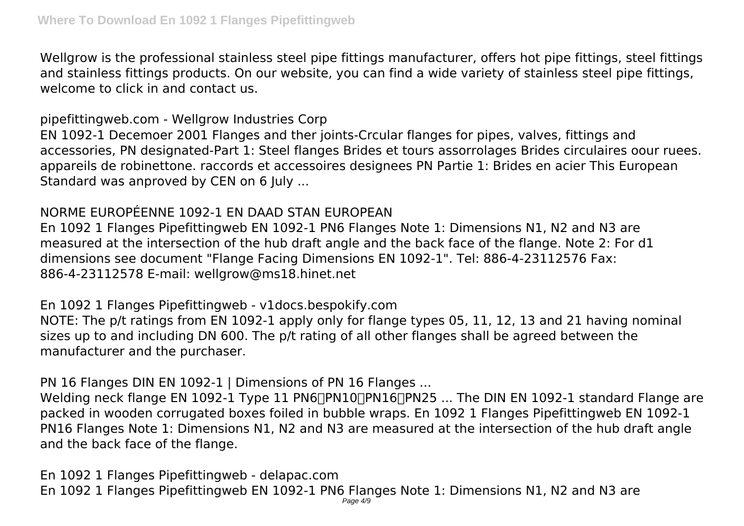Wellgrow is the professional stainless steel pipe fittings manufacturer, offers hot pipe fittings, steel fittings and stainless fittings products. On our website, you can find a wide variety of stainless steel pipe fittings, welcome to click in and contact us.

pipefittingweb.com - Wellgrow Industries Corp

EN 1092-1 Decemoer 2001 Flanges and ther joints-Crcular flanges for pipes, valves, fittings and accessories, PN designated-Part 1: Steel flanges Brides et tours assorrolages Brides circulaires oour ruees. appareils de robinettone. raccords et accessoires designees PN Partie 1: Brides en acier This European Standard was anproved by CEN on 6 July ...

NORME EUROPÉENNE 1092-1 EN DAAD STAN EUROPEAN

En 1092 1 Flanges Pipefittingweb EN 1092-1 PN6 Flanges Note 1: Dimensions N1, N2 and N3 are measured at the intersection of the hub draft angle and the back face of the flange. Note 2: For d1 dimensions see document "Flange Facing Dimensions EN 1092-1". Tel: 886-4-23112576 Fax: 886-4-23112578 E-mail: wellgrow@ms18.hinet.net

En 1092 1 Flanges Pipefittingweb - v1docs.bespokify.com

NOTE: The p/t ratings from EN 1092-1 apply only for flange types 05, 11, 12, 13 and 21 having nominal sizes up to and including DN 600. The p/t rating of all other flanges shall be agreed between the manufacturer and the purchaser.

PN 16 Flanges DIN EN 1092-1 | Dimensions of PN 16 Flanges ...

Welding neck flange EN 1092-1 Type 11 PN6、PN10、PN16、PN25 ... The DIN EN 1092-1 standard Flange are packed in wooden corrugated boxes foiled in bubble wraps. En 1092 1 Flanges Pipefittingweb EN 1092-1 PN16 Flanges Note 1: Dimensions N1, N2 and N3 are measured at the intersection of the hub draft angle and the back face of the flange.

En 1092 1 Flanges Pipefittingweb - delapac.com

En 1092 1 Flanges Pipefittingweb EN 1092-1 PN6 Flanges Note 1: Dimensions N1, N2 and N3 are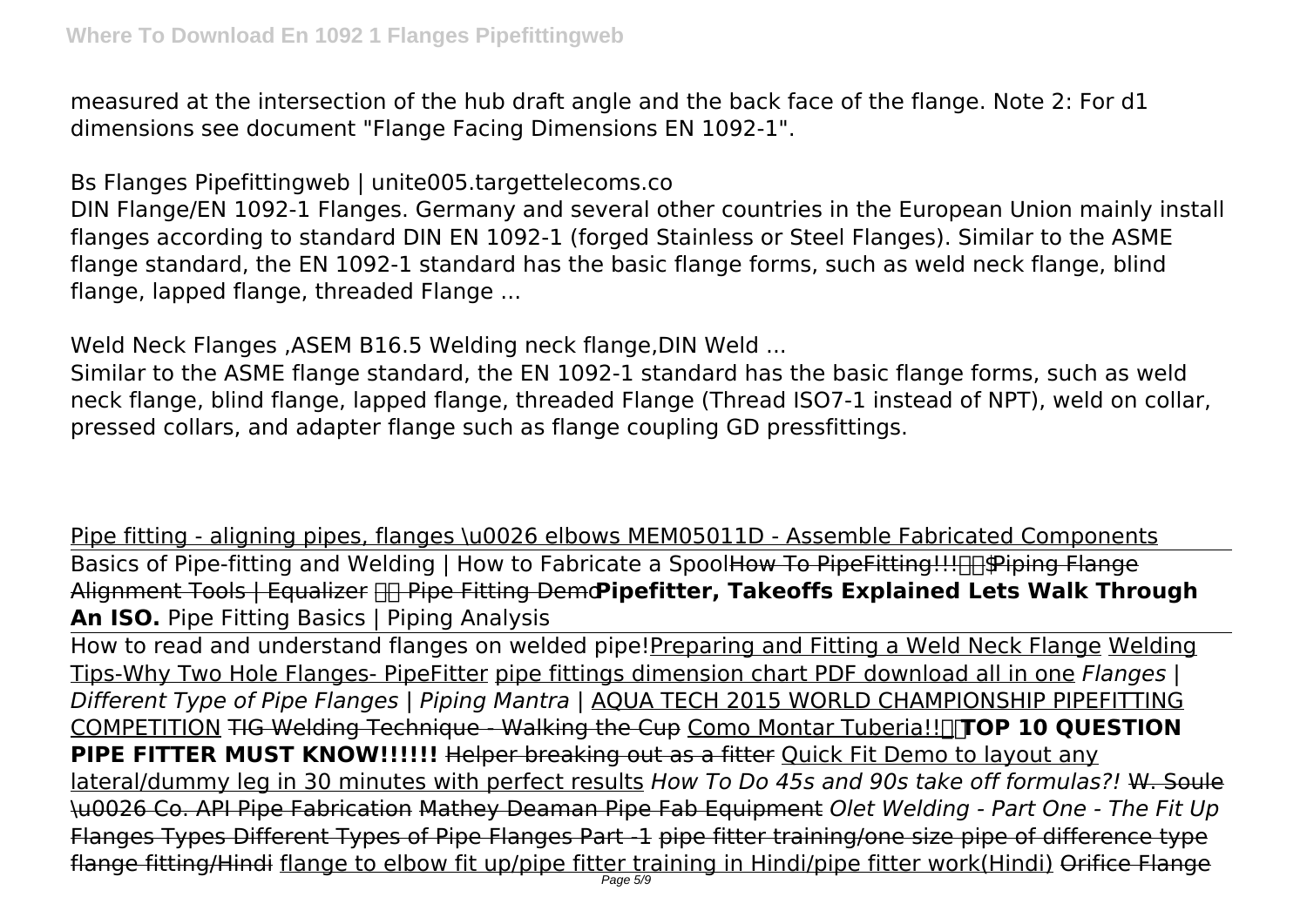measured at the intersection of the hub draft angle and the back face of the flange. Note 2: For d1 dimensions see document "Flange Facing Dimensions EN 1092-1".

Bs Flanges Pipefittingweb | unite005.targettelecoms.co

DIN Flange/EN 1092-1 Flanges. Germany and several other countries in the European Union mainly install flanges according to standard DIN EN 1092-1 (forged Stainless or Steel Flanges). Similar to the ASME flange standard, the EN 1092-1 standard has the basic flange forms, such as weld neck flange, blind flange, lapped flange, threaded Flange ...

Weld Neck Flanges ,ASEM B16.5 Welding neck flange,DIN Weld ...

Similar to the ASME flange standard, the EN 1092-1 standard has the basic flange forms, such as weld neck flange, blind flange, lapped flange, threaded Flange (Thread ISO7-1 instead of NPT), weld on collar, pressed collars, and adapter flange such as flange coupling GD pressfittings.

Pipe fitting - aligning pipes, flanges \u0026 elbows MEM05011D - Assemble Fabricated Components

Basics of Pipe-fitting and Welding | How to Fabricate a Spool ~~How To PipeFitting!!!$~~ ~~Piping Flange Alignment Tools | Equalizer Pipe Fitting Demo~~ **Pipefitter, Takeoffs Explained Lets Walk Through An ISO.** Pipe Fitting Basics | Piping Analysis

How to read and understand flanges on welded pipe! Preparing and Fitting a Weld Neck Flange Welding Tips-Why Two Hole Flanges- PipeFitter pipe fittings dimension chart PDF download all in one *Flanges | Different Type of Pipe Flanges | Piping Mantra |* AQUA TECH 2015 WORLD CHAMPIONSHIP PIPEFITTING COMPETITION ~~TIG Welding Technique - Walking the Cup~~ Como Montar Tuberia!! **TOP 10 QUESTION PIPE FITTER MUST KNOW!!!!!!** ~~Helper breaking out as a fitter~~ Quick Fit Demo to layout any lateral/dummy leg in 30 minutes with perfect results *How To Do 45s and 90s take off formulas?!* ~~W. Soule \u0026 Co. API Pipe Fabrication~~ ~~Mathey Deaman Pipe Fab Equipment~~ *Olet Welding - Part One - The Fit Up* ~~Flanges Types Different Types of Pipe Flanges Part -1~~ ~~pipe fitter training/one size pipe of difference type flange fitting/Hindi~~ flange to elbow fit up/pipe fitter training in Hindi/pipe fitter work(Hindi) ~~Orifice Flange~~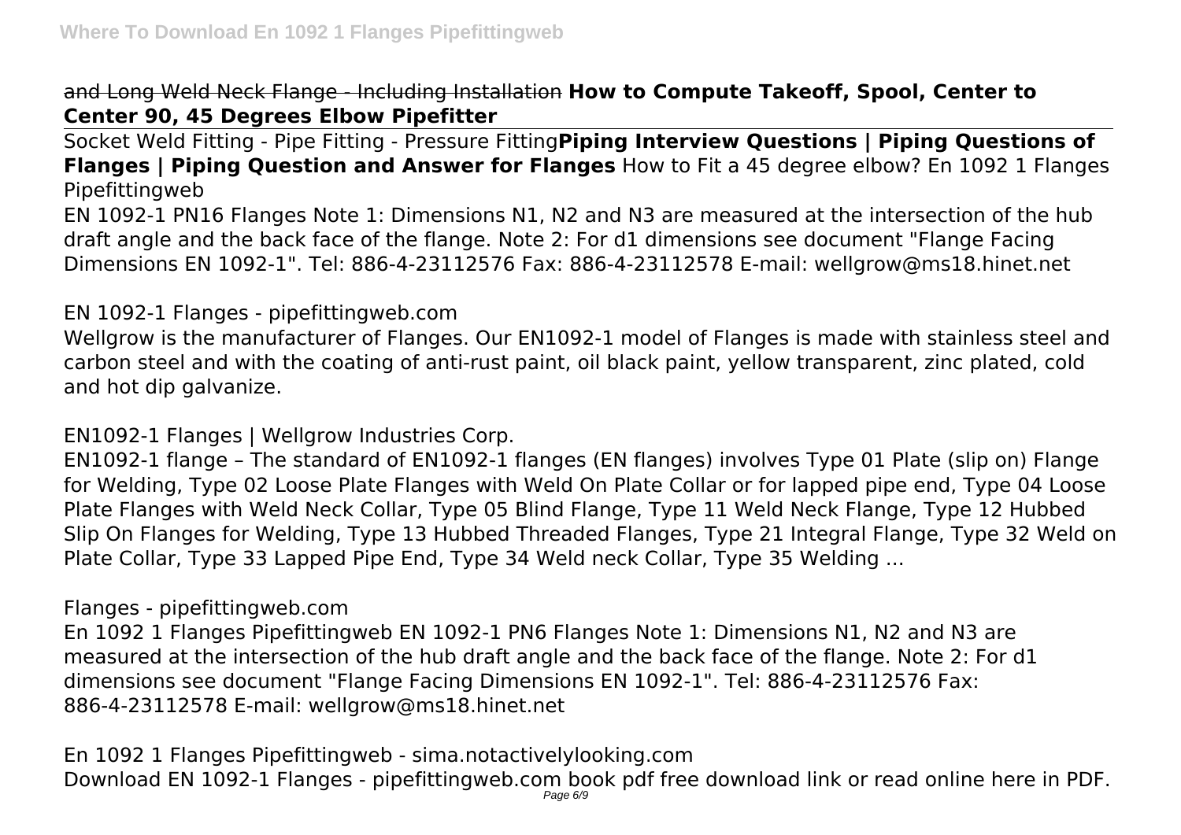and Long Weld Neck Flange - Including Installation **How to Compute Takeoff, Spool, Center to Center 90, 45 Degrees Elbow Pipefitter**

Socket Weld Fitting - Pipe Fitting - Pressure Fitting**Piping Interview Questions | Piping Questions of Flanges | Piping Question and Answer for Flanges** How to Fit a 45 degree elbow? En 1092 1 Flanges Pipefittingweb

EN 1092-1 PN16 Flanges Note 1: Dimensions N1, N2 and N3 are measured at the intersection of the hub draft angle and the back face of the flange. Note 2: For d1 dimensions see document "Flange Facing Dimensions EN 1092-1". Tel: 886-4-23112576 Fax: 886-4-23112578 E-mail: wellgrow@ms18.hinet.net

EN 1092-1 Flanges - pipefittingweb.com

Wellgrow is the manufacturer of Flanges. Our EN1092-1 model of Flanges is made with stainless steel and carbon steel and with the coating of anti-rust paint, oil black paint, yellow transparent, zinc plated, cold and hot dip galvanize.

EN1092-1 Flanges | Wellgrow Industries Corp.

EN1092-1 flange – The standard of EN1092-1 flanges (EN flanges) involves Type 01 Plate (slip on) Flange for Welding, Type 02 Loose Plate Flanges with Weld On Plate Collar or for lapped pipe end, Type 04 Loose Plate Flanges with Weld Neck Collar, Type 05 Blind Flange, Type 11 Weld Neck Flange, Type 12 Hubbed Slip On Flanges for Welding, Type 13 Hubbed Threaded Flanges, Type 21 Integral Flange, Type 32 Weld on Plate Collar, Type 33 Lapped Pipe End, Type 34 Weld neck Collar, Type 35 Welding ...

Flanges - pipefittingweb.com

En 1092 1 Flanges Pipefittingweb EN 1092-1 PN6 Flanges Note 1: Dimensions N1, N2 and N3 are measured at the intersection of the hub draft angle and the back face of the flange. Note 2: For d1 dimensions see document "Flange Facing Dimensions EN 1092-1". Tel: 886-4-23112576 Fax: 886-4-23112578 E-mail: wellgrow@ms18.hinet.net

En 1092 1 Flanges Pipefittingweb - sima.notactivelylooking.com

Download EN 1092-1 Flanges - pipefittingweb.com book pdf free download link or read online here in PDF.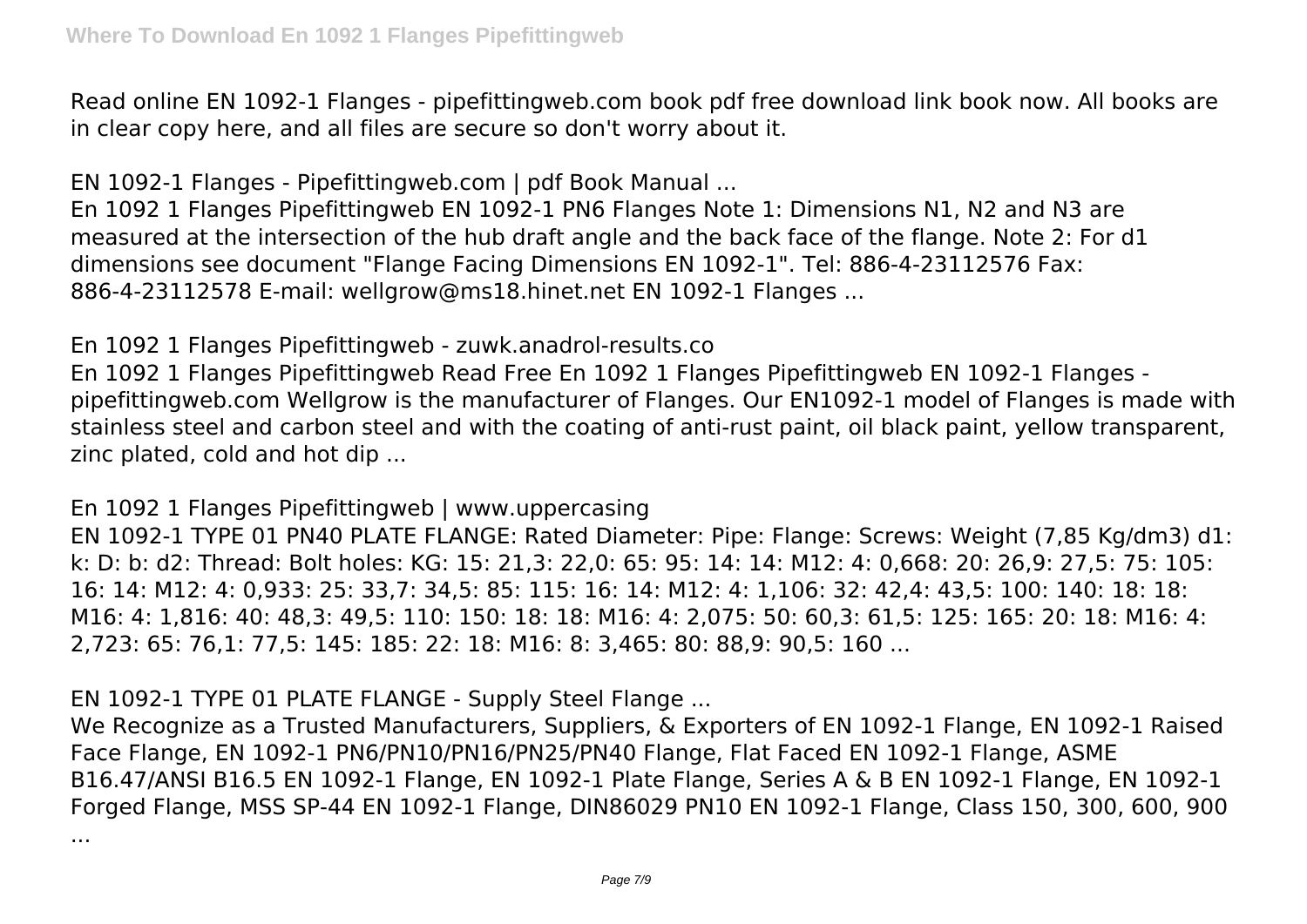Read online EN 1092-1 Flanges - pipefittingweb.com book pdf free download link book now. All books are in clear copy here, and all files are secure so don't worry about it.

EN 1092-1 Flanges - Pipefittingweb.com | pdf Book Manual ...

En 1092 1 Flanges Pipefittingweb EN 1092-1 PN6 Flanges Note 1: Dimensions N1, N2 and N3 are measured at the intersection of the hub draft angle and the back face of the flange. Note 2: For d1 dimensions see document "Flange Facing Dimensions EN 1092-1". Tel: 886-4-23112576 Fax: 886-4-23112578 E-mail: wellgrow@ms18.hinet.net EN 1092-1 Flanges ...

En 1092 1 Flanges Pipefittingweb - zuwk.anadrol-results.co

En 1092 1 Flanges Pipefittingweb Read Free En 1092 1 Flanges Pipefittingweb EN 1092-1 Flanges - pipefittingweb.com Wellgrow is the manufacturer of Flanges. Our EN1092-1 model of Flanges is made with stainless steel and carbon steel and with the coating of anti-rust paint, oil black paint, yellow transparent, zinc plated, cold and hot dip ...

En 1092 1 Flanges Pipefittingweb | www.uppercasing

EN 1092-1 TYPE 01 PN40 PLATE FLANGE: Rated Diameter: Pipe: Flange: Screws: Weight (7,85 Kg/dm3) d1: k: D: b: d2: Thread: Bolt holes: KG: 15: 21,3: 22,0: 65: 95: 14: 14: M12: 4: 0,668: 20: 26,9: 27,5: 75: 105: 16: 14: M12: 4: 0,933: 25: 33,7: 34,5: 85: 115: 16: 14: M12: 4: 1,106: 32: 42,4: 43,5: 100: 140: 18: 18: M16: 4: 1,816: 40: 48,3: 49,5: 110: 150: 18: 18: M16: 4: 2,075: 50: 60,3: 61,5: 125: 165: 20: 18: M16: 4: 2,723: 65: 76,1: 77,5: 145: 185: 22: 18: M16: 8: 3,465: 80: 88,9: 90,5: 160 ...

EN 1092-1 TYPE 01 PLATE FLANGE - Supply Steel Flange ...

We Recognize as a Trusted Manufacturers, Suppliers, & Exporters of EN 1092-1 Flange, EN 1092-1 Raised Face Flange, EN 1092-1 PN6/PN10/PN16/PN25/PN40 Flange, Flat Faced EN 1092-1 Flange, ASME B16.47/ANSI B16.5 EN 1092-1 Flange, EN 1092-1 Plate Flange, Series A & B EN 1092-1 Flange, EN 1092-1 Forged Flange, MSS SP-44 EN 1092-1 Flange, DIN86029 PN10 EN 1092-1 Flange, Class 150, 300, 600, 900 ...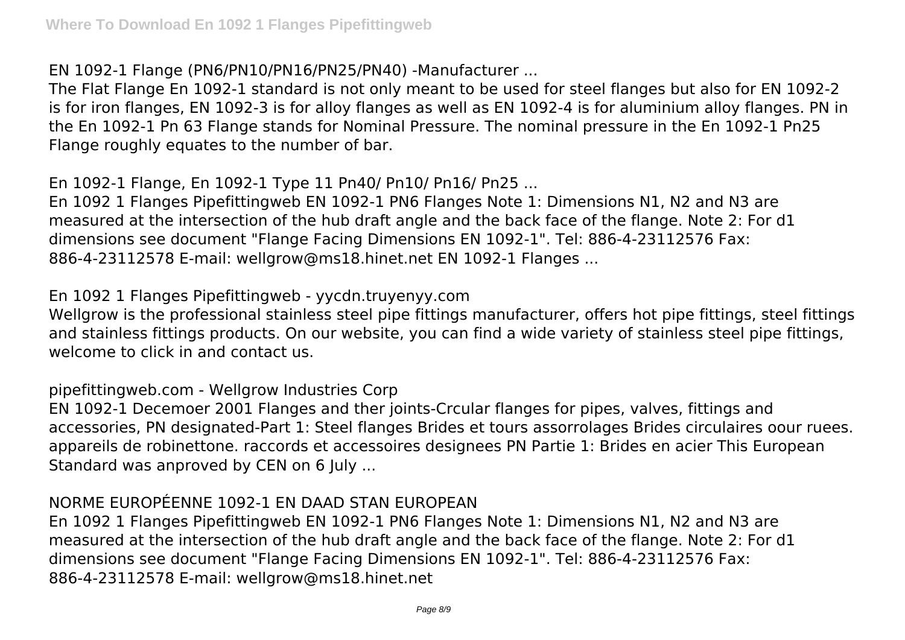EN 1092-1 Flange (PN6/PN10/PN16/PN25/PN40) -Manufacturer ...

The Flat Flange En 1092-1 standard is not only meant to be used for steel flanges but also for EN 1092-2 is for iron flanges, EN 1092-3 is for alloy flanges as well as EN 1092-4 is for aluminium alloy flanges. PN in the En 1092-1 Pn 63 Flange stands for Nominal Pressure. The nominal pressure in the En 1092-1 Pn25 Flange roughly equates to the number of bar.

En 1092-1 Flange, En 1092-1 Type 11 Pn40/ Pn10/ Pn16/ Pn25 ...

En 1092 1 Flanges Pipefittingweb EN 1092-1 PN6 Flanges Note 1: Dimensions N1, N2 and N3 are measured at the intersection of the hub draft angle and the back face of the flange. Note 2: For d1 dimensions see document "Flange Facing Dimensions EN 1092-1". Tel: 886-4-23112576 Fax: 886-4-23112578 E-mail: wellgrow@ms18.hinet.net EN 1092-1 Flanges ...

En 1092 1 Flanges Pipefittingweb - yycdn.truyenyy.com

Wellgrow is the professional stainless steel pipe fittings manufacturer, offers hot pipe fittings, steel fittings and stainless fittings products. On our website, you can find a wide variety of stainless steel pipe fittings, welcome to click in and contact us.

pipefittingweb.com - Wellgrow Industries Corp

EN 1092-1 Decemoer 2001 Flanges and ther joints-Crcular flanges for pipes, valves, fittings and accessories, PN designated-Part 1: Steel flanges Brides et tours assorrolages Brides circulaires oour ruees. appareils de robinettone. raccords et accessoires designees PN Partie 1: Brides en acier This European Standard was anproved by CEN on 6 July ...

NORME EUROPÉENNE 1092-1 EN DAAD STAN EUROPEAN

En 1092 1 Flanges Pipefittingweb EN 1092-1 PN6 Flanges Note 1: Dimensions N1, N2 and N3 are measured at the intersection of the hub draft angle and the back face of the flange. Note 2: For d1 dimensions see document "Flange Facing Dimensions EN 1092-1". Tel: 886-4-23112576 Fax: 886-4-23112578 E-mail: wellgrow@ms18.hinet.net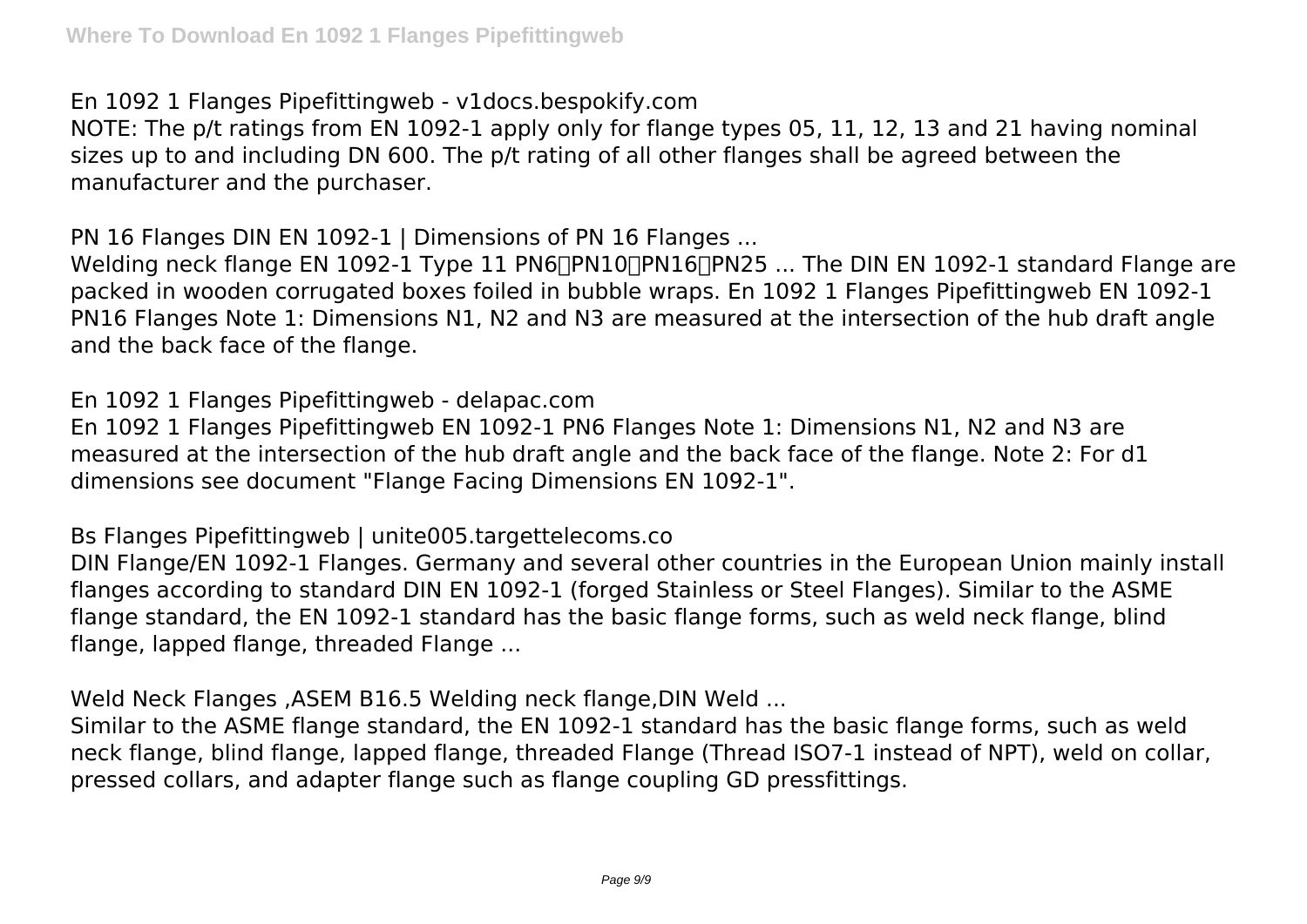En 1092 1 Flanges Pipefittingweb - v1docs.bespokify.com

NOTE: The p/t ratings from EN 1092-1 apply only for flange types 05, 11, 12, 13 and 21 having nominal sizes up to and including DN 600. The p/t rating of all other flanges shall be agreed between the manufacturer and the purchaser.

PN 16 Flanges DIN EN 1092-1 | Dimensions of PN 16 Flanges ...

Welding neck flange EN 1092-1 Type 11 PN6、PN10、PN16、PN25 ... The DIN EN 1092-1 standard Flange are packed in wooden corrugated boxes foiled in bubble wraps. En 1092 1 Flanges Pipefittingweb EN 1092-1 PN16 Flanges Note 1: Dimensions N1, N2 and N3 are measured at the intersection of the hub draft angle and the back face of the flange.

En 1092 1 Flanges Pipefittingweb - delapac.com

En 1092 1 Flanges Pipefittingweb EN 1092-1 PN6 Flanges Note 1: Dimensions N1, N2 and N3 are measured at the intersection of the hub draft angle and the back face of the flange. Note 2: For d1 dimensions see document "Flange Facing Dimensions EN 1092-1".

Bs Flanges Pipefittingweb | unite005.targettelecoms.co

DIN Flange/EN 1092-1 Flanges. Germany and several other countries in the European Union mainly install flanges according to standard DIN EN 1092-1 (forged Stainless or Steel Flanges). Similar to the ASME flange standard, the EN 1092-1 standard has the basic flange forms, such as weld neck flange, blind flange, lapped flange, threaded Flange ...

Weld Neck Flanges ,ASEM B16.5 Welding neck flange,DIN Weld ...

Similar to the ASME flange standard, the EN 1092-1 standard has the basic flange forms, such as weld neck flange, blind flange, lapped flange, threaded Flange (Thread ISO7-1 instead of NPT), weld on collar, pressed collars, and adapter flange such as flange coupling GD pressfittings.